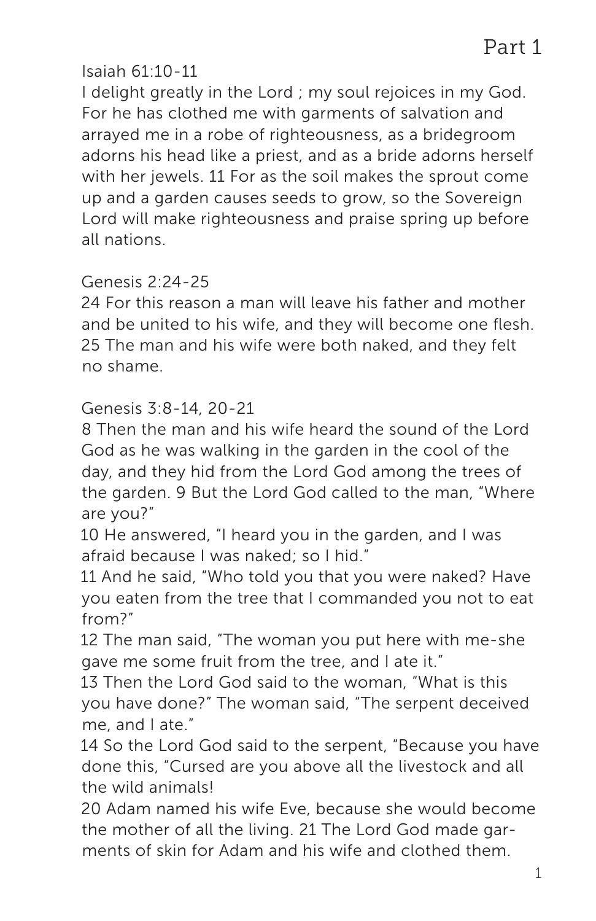# Part 1

Isaiah 61:10-11

I delight greatly in the Lord ; my soul rejoices in my God. For he has clothed me with garments of salvation and arrayed me in a robe of righteousness, as a bridegroom adorns his head like a priest, and as a bride adorns herself with her jewels. 11 For as the soil makes the sprout come up and a garden causes seeds to grow, so the Sovereign Lord will make righteousness and praise spring up before all nations.

Genesis 2:24-25

24 For this reason a man will leave his father and mother and be united to his wife, and they will become one flesh. 25 The man and his wife were both naked, and they felt no shame.

Genesis 3:8-14, 20-21

8 Then the man and his wife heard the sound of the Lord God as he was walking in the garden in the cool of the day, and they hid from the Lord God among the trees of the garden. 9 But the Lord God called to the man, "Where are you?"

10 He answered, "I heard you in the garden, and I was afraid because I was naked; so I hid."

11 And he said, "Who told you that you were naked? Have you eaten from the tree that I commanded you not to eat from?"

12 The man said, "The woman you put here with me-she gave me some fruit from the tree, and I ate it."

13 Then the Lord God said to the woman, "What is this you have done?" The woman said, "The serpent deceived me, and I ate."

14 So the Lord God said to the serpent, "Because you have done this, "Cursed are you above all the livestock and all the wild animals!

20 Adam named his wife Eve, because she would become the mother of all the living. 21 The Lord God made garments of skin for Adam and his wife and clothed them.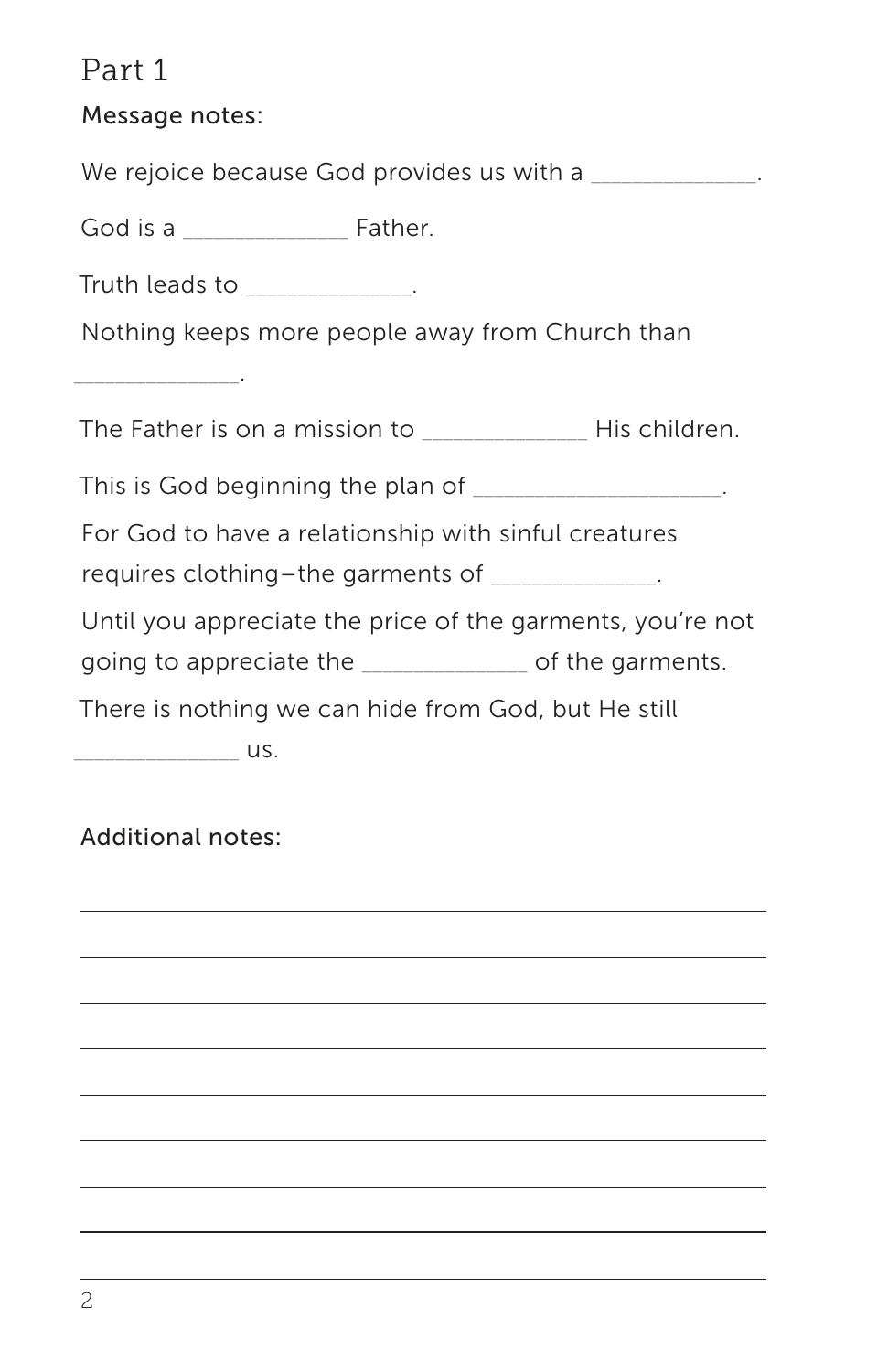## Part 1

### Message notes:

We rejoice because God provides us with a _____________.

God is a _____________ Father.

Truth leads to _____________.

Nothing keeps more people away from Church than _____________.

The Father is on a mission to _____________ His children.

This is God beginning the plan of ___________________.

For God to have a relationship with sinful creatures requires clothing—the garments of _____________.

Until you appreciate the price of the garments, you're not going to appreciate the _____________ of the garments.

There is nothing we can hide from God, but He still _____________ us.

### Additional notes:

_______________________________________________

_______________________________________________

_______________________________________________

_______________________________________________

_______________________________________________

_______________________________________________

_______________________________________________

_______________________________________________

_______________________________________________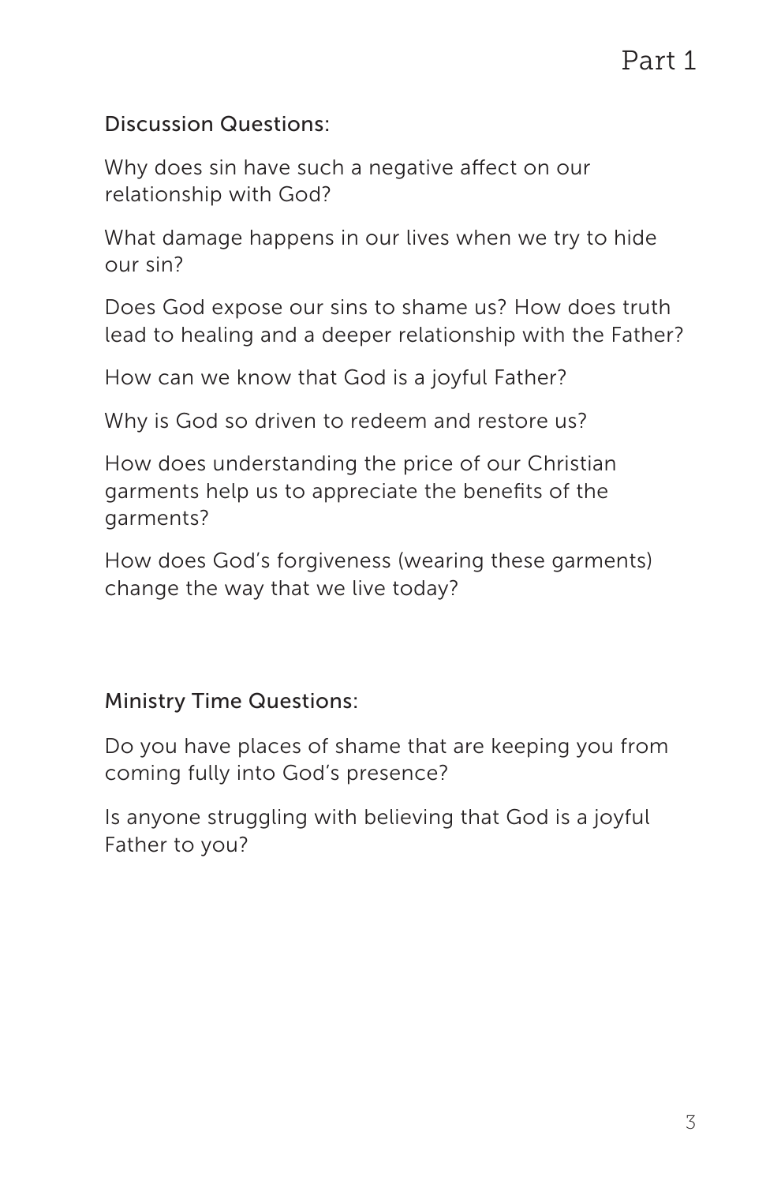# Part 1

## Discussion Questions:

Why does sin have such a negative affect on our relationship with God?

What damage happens in our lives when we try to hide our sin?

Does God expose our sins to shame us? How does truth lead to healing and a deeper relationship with the Father?

How can we know that God is a joyful Father?

Why is God so driven to redeem and restore us?

How does understanding the price of our Christian garments help us to appreciate the benefits of the garments?

How does God's forgiveness (wearing these garments) change the way that we live today?

## Ministry Time Questions:

Do you have places of shame that are keeping you from coming fully into God's presence?

Is anyone struggling with believing that God is a joyful Father to you?